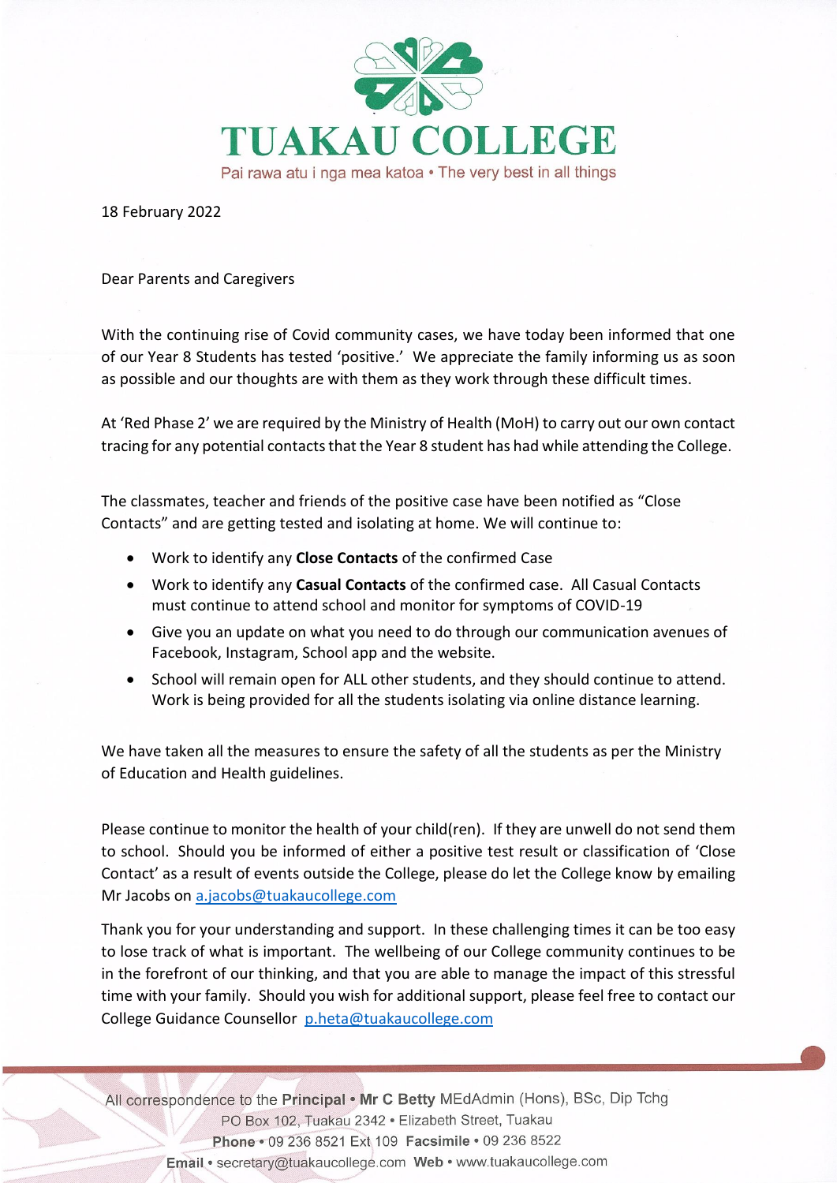# TUAKAU COLLEGE

Pai rawa atu i nga mea katoa • The very best in all things

18 February 2022

Dear Parents and Caregivers

With the continuing rise of Covid community cases, we have today been informed that one of our Year 8 Students has tested 'positive.' We appreciate the family informing us as soon as possible and our thoughts are with them as they work through these difficult times.

At 'Red Phase 2' we are required by the Ministry of Health (MoH) to carry out our own contact tracing for any potential contacts that the Year 8 student has had while attending the College.

The classmates, teacher and friends of the positive case have been notified as "Close Contacts" and are getting tested and isolating at home. We will continue to:

- Work to identify any **Close Contacts** of the confirmed Case
- Work to identify any **Casual Contacts** of the confirmed case. All Casual Contacts must continue to attend school and monitor for symptoms of COVID-19
- Give you an update on what you need to do through our communication avenues of Facebook, Instagram, School app and the website.
- School will remain open for ALL other students, and they should continue to attend. Work is being provided for all the students isolating via online distance learning.

We have taken all the measures to ensure the safety of all the students as per the Ministry of Education and Health guidelines.

Please continue to monitor the health of your child(ren). If they are unwell do not send them to school. Should you be informed of either a positive test result or classification of 'Close Contact' as a result of events outside the College, please do let the College know by emailing Mr Jacobs on a.jacobs@tuakaucollege.com

Thank you for your understanding and support. In these challenging times it can be too easy to lose track of what is important. The wellbeing of our College community continues to be in the forefront of our thinking, and that you are able to manage the impact of this stressful time with your family. Should you wish for additional support, please feel free to contact our College Guidance Counsellor p.heta@tuakaucollege.com

All correspondence to the **Principal** • **Mr C Betty** MEdAdmin (Hons), BSc, Dip Tchg
PO Box 102, Tuakau 2342 • Elizabeth Street, Tuakau
**Phone** • 09 236 8521 Ext 109 **Facsimile** • 09 236 8522
**Email** • secretary@tuakaucollege.com **Web** • www.tuakaucollege.com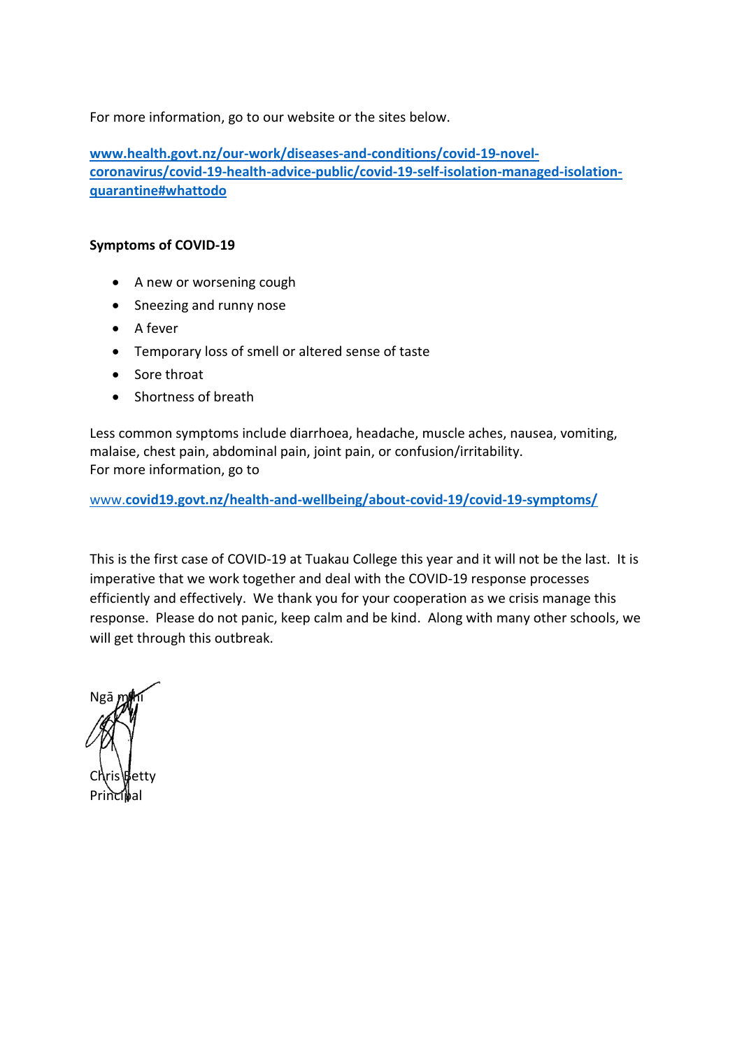For more information, go to our website or the sites below.

**[www.health.govt.nz/our-work/diseases-and-conditions/covid-19-novel-coronavirus/covid-19-health-advice-public/covid-19-self-isolation-managed-isolation-quarantine#whattodo](www.health.govt.nz/our-work/diseases-and-conditions/covid-19-novel-coronavirus/covid-19-health-advice-public/covid-19-self-isolation-managed-isolation-quarantine#whattodo)**

**Symptoms of COVID-19**

- A new or worsening cough
- Sneezing and runny nose
- A fever
- Temporary loss of smell or altered sense of taste
- Sore throat
- Shortness of breath

Less common symptoms include diarrhoea, headache, muscle aches, nausea, vomiting, malaise, chest pain, abdominal pain, joint pain, or confusion/irritability.
For more information, go to

[www.**covid19.govt.nz/health-and-wellbeing/about-covid-19/covid-19-symptoms/**](www.covid19.govt.nz/health-and-wellbeing/about-covid-19/covid-19-symptoms/)

This is the first case of COVID-19 at Tuakau College this year and it will not be the last. It is imperative that we work together and deal with the COVID-19 response processes efficiently and effectively. We thank you for your cooperation as we crisis manage this response. Please do not panic, keep calm and be kind. Along with many other schools, we will get through this outbreak.

Ngā mihi

Chris Betty
Principal